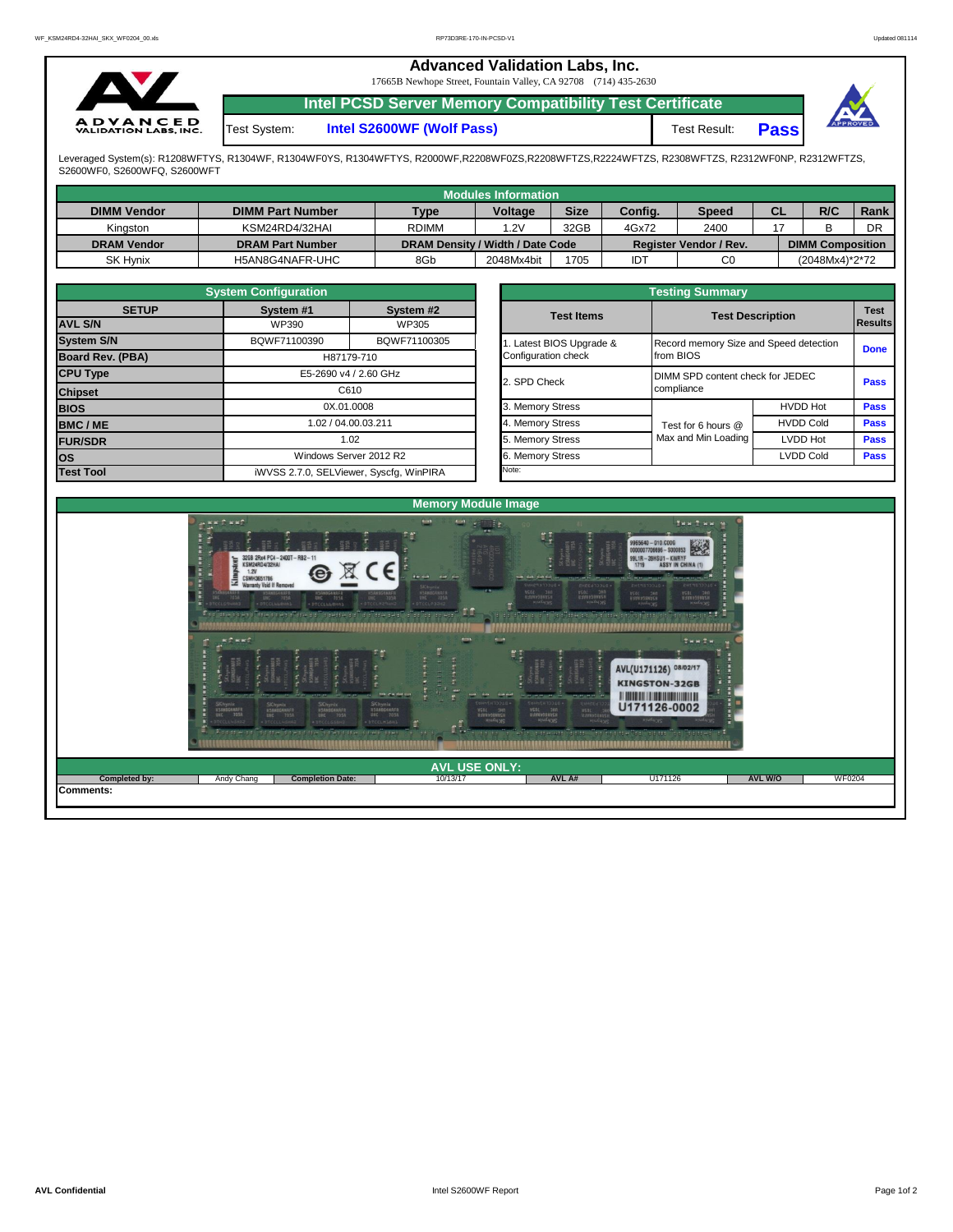# Advanced Validation Labs, Inc.

17665B Newhope Street, Fountain Valley, CA 92708 (714) 435-2630

## Intel PCSD Server Memory Compatibility Test Certificate

Test System: **Intel S2600WF (Wolf Pass)** Test Result: **Pass**

Leveraged System(s): R1208WFTYS, R1304WF, R1304WF0YS, R1304WFTYS, R2000WF,R2208WF0ZS,R2208WFTZS,R2224WFTZS, R2308WFTZS, R2312WF0NP, R2312WFTZS, S2600WF0, S2600WFQ, S2600WFT

### Modules Information

| DIMM Vendor | DIMM Part Number | Type | Voltage | Size | Config. | Speed | CL | R/C | Rank |
|---|---|---|---|---|---|---|---|---|---|
| Kingston | KSM24RD4/32HAI | RDIMM | 1.2V | 32GB | 4Gx72 | 2400 | 17 | B | DR |
| **DRAM Vendor** | **DRAM Part Number** | **DRAM Density / Width / Date Code** | | | **Register Vendor / Rev.** | | **DIMM Composition** | | |
| SK Hynix | H5AN8G4NAFR-UHC | 8Gb | 2048Mx4bit | 1705 | IDT | C0 | (2048Mx4)*2*72 | | |

### System Configuration

| SETUP | System #1 | System #2 |
|---|---|---|
| AVL S/N | WP390 | WP305 |
| System S/N | BQWF71100390 | BQWF71100305 |
| Board Rev. (PBA) | H87179-710 | |
| CPU Type | E5-2690 v4 / 2.60 GHz | |
| Chipset | C610 | |
| BIOS | 0X.01.0008 | |
| BMC / ME | 1.02 / 04.00.03.211 | |
| FUR/SDR | 1.02 | |
| OS | Windows Server 2012 R2 | |
| Test Tool | iWVSS 2.7.0, SELViewer, Syscfg, WinPIRA | |

### Testing Summary

| Test Items | Test Description | | Test Results |
|---|---|---|---|
| 1. Latest BIOS Upgrade & Configuration check | Record memory Size and Speed detection from BIOS | | Done |
| 2. SPD Check | DIMM SPD content check for JEDEC compliance | | Pass |
| 3. Memory Stress | Test for 6 hours @ Max and Min Loading | HVDD Hot | Pass |
| 4. Memory Stress | | HVDD Cold | Pass |
| 5. Memory Stress | | LVDD Hot | Pass |
| 6. Memory Stress | | LVDD Cold | Pass |
| Note: | | | |

### Memory Module Image

### AVL USE ONLY:

| Completed by: | Andy Chang | Completion Date: | 10/13/17 | AVL A#: | U171126 | AVL W/O | WF0204 |
|---|---|---|---|---|---|---|---|

**Comments:**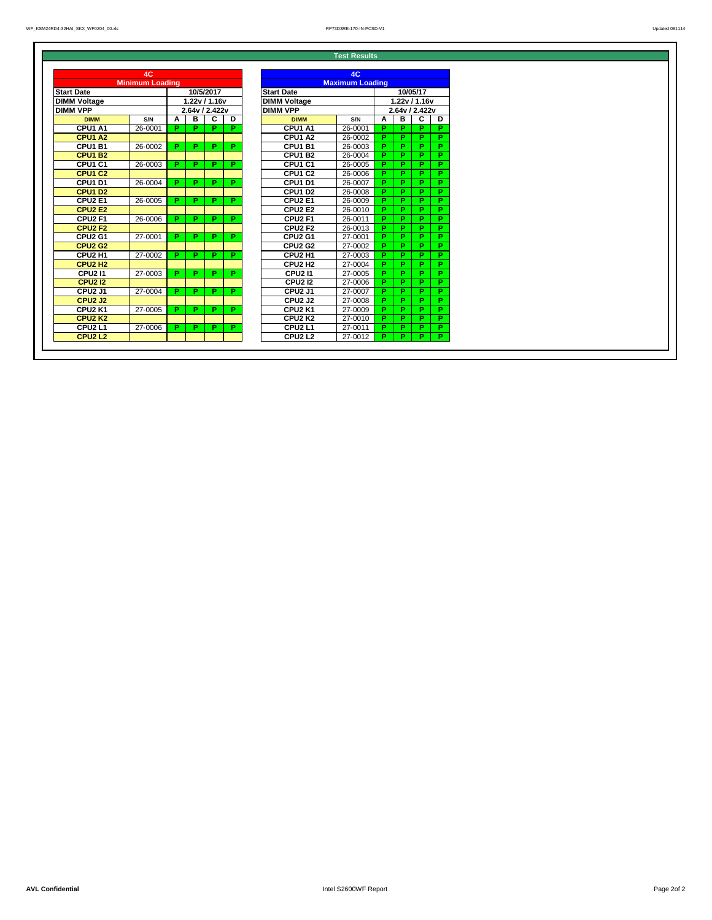## Test Results

| 4C Minimum Loading | | | | | |
|---|---|---|---|---|---|
| Start Date | | 10/5/2017 | | | |
| DIMM Voltage | | 1.22v / 1.16v | | | |
| DIMM VPP | | 2.64v / 2.422v | | | |
| DIMM | S/N | A | B | C | D |
| CPU1 A1 | 26-0001 | P | P | P | P |
| CPU1 A2 | | | | | |
| CPU1 B1 | 26-0002 | P | P | P | P |
| CPU1 B2 | | | | | |
| CPU1 C1 | 26-0003 | P | P | P | P |
| CPU1 C2 | | | | | |
| CPU1 D1 | 26-0004 | P | P | P | P |
| CPU1 D2 | | | | | |
| CPU2 E1 | 26-0005 | P | P | P | P |
| CPU2 E2 | | | | | |
| CPU2 F1 | 26-0006 | P | P | P | P |
| CPU2 F2 | | | | | |
| CPU2 G1 | 27-0001 | P | P | P | P |
| CPU2 G2 | | | | | |
| CPU2 H1 | 27-0002 | P | P | P | P |
| CPU2 H2 | | | | | |
| CPU2 I1 | 27-0003 | P | P | P | P |
| CPU2 I2 | | | | | |
| CPU2 J1 | 27-0004 | P | P | P | P |
| CPU2 J2 | | | | | |
| CPU2 K1 | 27-0005 | P | P | P | P |
| CPU2 K2 | | | | | |
| CPU2 L1 | 27-0006 | P | P | P | P |
| CPU2 L2 | | | | | |

| 4C Maximum Loading | | | | | |
|---|---|---|---|---|---|
| Start Date | | 10/05/17 | | | |
| DIMM Voltage | | 1.22v / 1.16v | | | |
| DIMM VPP | | 2.64v / 2.422v | | | |
| DIMM | S/N | A | B | C | D |
| CPU1 A1 | 26-0001 | P | P | P | P |
| CPU1 A2 | 26-0002 | P | P | P | P |
| CPU1 B1 | 26-0003 | P | P | P | P |
| CPU1 B2 | 26-0004 | P | P | P | P |
| CPU1 C1 | 26-0005 | P | P | P | P |
| CPU1 C2 | 26-0006 | P | P | P | P |
| CPU1 D1 | 26-0007 | P | P | P | P |
| CPU1 D2 | 26-0008 | P | P | P | P |
| CPU2 E1 | 26-0009 | P | P | P | P |
| CPU2 E2 | 26-0010 | P | P | P | P |
| CPU2 F1 | 26-0011 | P | P | P | P |
| CPU2 F2 | 26-0013 | P | P | P | P |
| CPU2 G1 | 27-0001 | P | P | P | P |
| CPU2 G2 | 27-0002 | P | P | P | P |
| CPU2 H1 | 27-0003 | P | P | P | P |
| CPU2 H2 | 27-0004 | P | P | P | P |
| CPU2 I1 | 27-0005 | P | P | P | P |
| CPU2 I2 | 27-0006 | P | P | P | P |
| CPU2 J1 | 27-0007 | P | P | P | P |
| CPU2 J2 | 27-0008 | P | P | P | P |
| CPU2 K1 | 27-0009 | P | P | P | P |
| CPU2 K2 | 27-0010 | P | P | P | P |
| CPU2 L1 | 27-0011 | P | P | P | P |
| CPU2 L2 | 27-0012 | P | P | P | P |